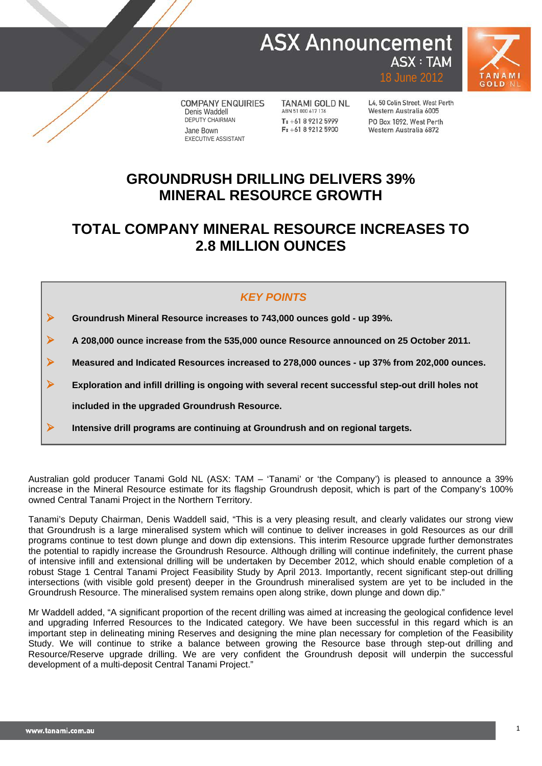# ASX Announcement

ASX : TAM

18 June 2012

COMPANY ENQUIRIES
Denis Waddell
DEPUTY CHAIRMAN
Jane Bown
EXECUTIVE ASSISTANT

TANAMI GOLD NL
ABN 51 000 617 176
T: +61 8 9212 5999
F: +61 8 9212 5900

L4, 50 Colin Street, West Perth
Western Australia 6005
PO Box 1892, West Perth
Western Australia 6872

# GROUNDRUSH DRILLING DELIVERS 39% MINERAL RESOURCE GROWTH

# TOTAL COMPANY MINERAL RESOURCE INCREASES TO 2.8 MILLION OUNCES

## *KEY POINTS*

- **Groundrush Mineral Resource increases to 743,000 ounces gold - up 39%.**
- **A 208,000 ounce increase from the 535,000 ounce Resource announced on 25 October 2011.**
- **Measured and Indicated Resources increased to 278,000 ounces - up 37% from 202,000 ounces.**
- **Exploration and infill drilling is ongoing with several recent successful step-out drill holes not included in the upgraded Groundrush Resource.**
- **Intensive drill programs are continuing at Groundrush and on regional targets.**

Australian gold producer Tanami Gold NL (ASX: TAM – 'Tanami' or 'the Company') is pleased to announce a 39% increase in the Mineral Resource estimate for its flagship Groundrush deposit, which is part of the Company's 100% owned Central Tanami Project in the Northern Territory.

Tanami's Deputy Chairman, Denis Waddell said, "This is a very pleasing result, and clearly validates our strong view that Groundrush is a large mineralised system which will continue to deliver increases in gold Resources as our drill programs continue to test down plunge and down dip extensions. This interim Resource upgrade further demonstrates the potential to rapidly increase the Groundrush Resource. Although drilling will continue indefinitely, the current phase of intensive infill and extensional drilling will be undertaken by December 2012, which should enable completion of a robust Stage 1 Central Tanami Project Feasibility Study by April 2013. Importantly, recent significant step-out drilling intersections (with visible gold present) deeper in the Groundrush mineralised system are yet to be included in the Groundrush Resource. The mineralised system remains open along strike, down plunge and down dip."

Mr Waddell added, "A significant proportion of the recent drilling was aimed at increasing the geological confidence level and upgrading Inferred Resources to the Indicated category. We have been successful in this regard which is an important step in delineating mining Reserves and designing the mine plan necessary for completion of the Feasibility Study. We will continue to strike a balance between growing the Resource base through step-out drilling and Resource/Reserve upgrade drilling. We are very confident the Groundrush deposit will underpin the successful development of a multi-deposit Central Tanami Project."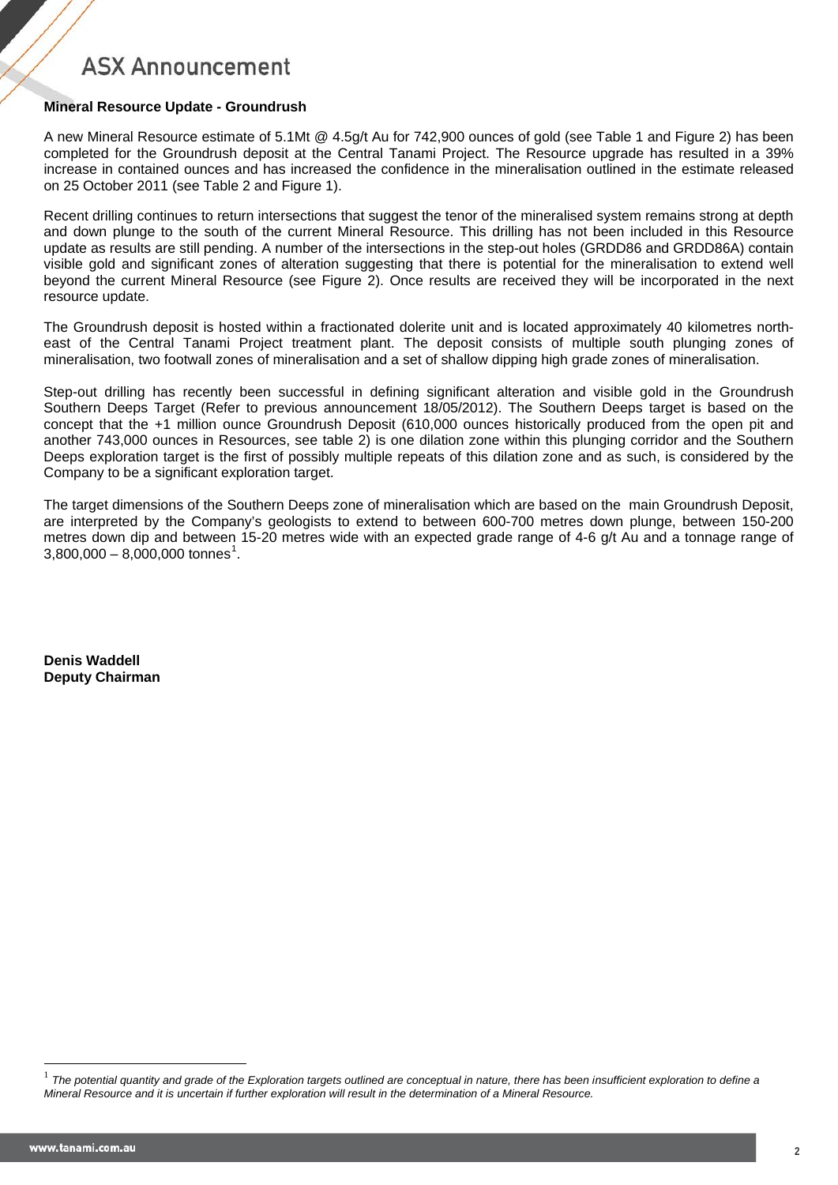## Mineral Resource Update - Groundrush

A new Mineral Resource estimate of 5.1Mt @ 4.5g/t Au for 742,900 ounces of gold (see Table 1 and Figure 2) has been completed for the Groundrush deposit at the Central Tanami Project. The Resource upgrade has resulted in a 39% increase in contained ounces and has increased the confidence in the mineralisation outlined in the estimate released on 25 October 2011 (see Table 2 and Figure 1).

Recent drilling continues to return intersections that suggest the tenor of the mineralised system remains strong at depth and down plunge to the south of the current Mineral Resource. This drilling has not been included in this Resource update as results are still pending. A number of the intersections in the step-out holes (GRDD86 and GRDD86A) contain visible gold and significant zones of alteration suggesting that there is potential for the mineralisation to extend well beyond the current Mineral Resource (see Figure 2). Once results are received they will be incorporated in the next resource update.

The Groundrush deposit is hosted within a fractionated dolerite unit and is located approximately 40 kilometres north-east of the Central Tanami Project treatment plant. The deposit consists of multiple south plunging zones of mineralisation, two footwall zones of mineralisation and a set of shallow dipping high grade zones of mineralisation.

Step-out drilling has recently been successful in defining significant alteration and visible gold in the Groundrush Southern Deeps Target (Refer to previous announcement 18/05/2012). The Southern Deeps target is based on the concept that the +1 million ounce Groundrush Deposit (610,000 ounces historically produced from the open pit and another 743,000 ounces in Resources, see table 2) is one dilation zone within this plunging corridor and the Southern Deeps exploration target is the first of possibly multiple repeats of this dilation zone and as such, is considered by the Company to be a significant exploration target.

The target dimensions of the Southern Deeps zone of mineralisation which are based on the main Groundrush Deposit, are interpreted by the Company's geologists to extend to between 600-700 metres down plunge, between 150-200 metres down dip and between 15-20 metres wide with an expected grade range of 4-6 g/t Au and a tonnage range of 3,800,000 – 8,000,000 tonnes[1].

**Denis Waddell**
**Deputy Chairman**

[1] *The potential quantity and grade of the Exploration targets outlined are conceptual in nature, there has been insufficient exploration to define a Mineral Resource and it is uncertain if further exploration will result in the determination of a Mineral Resource.*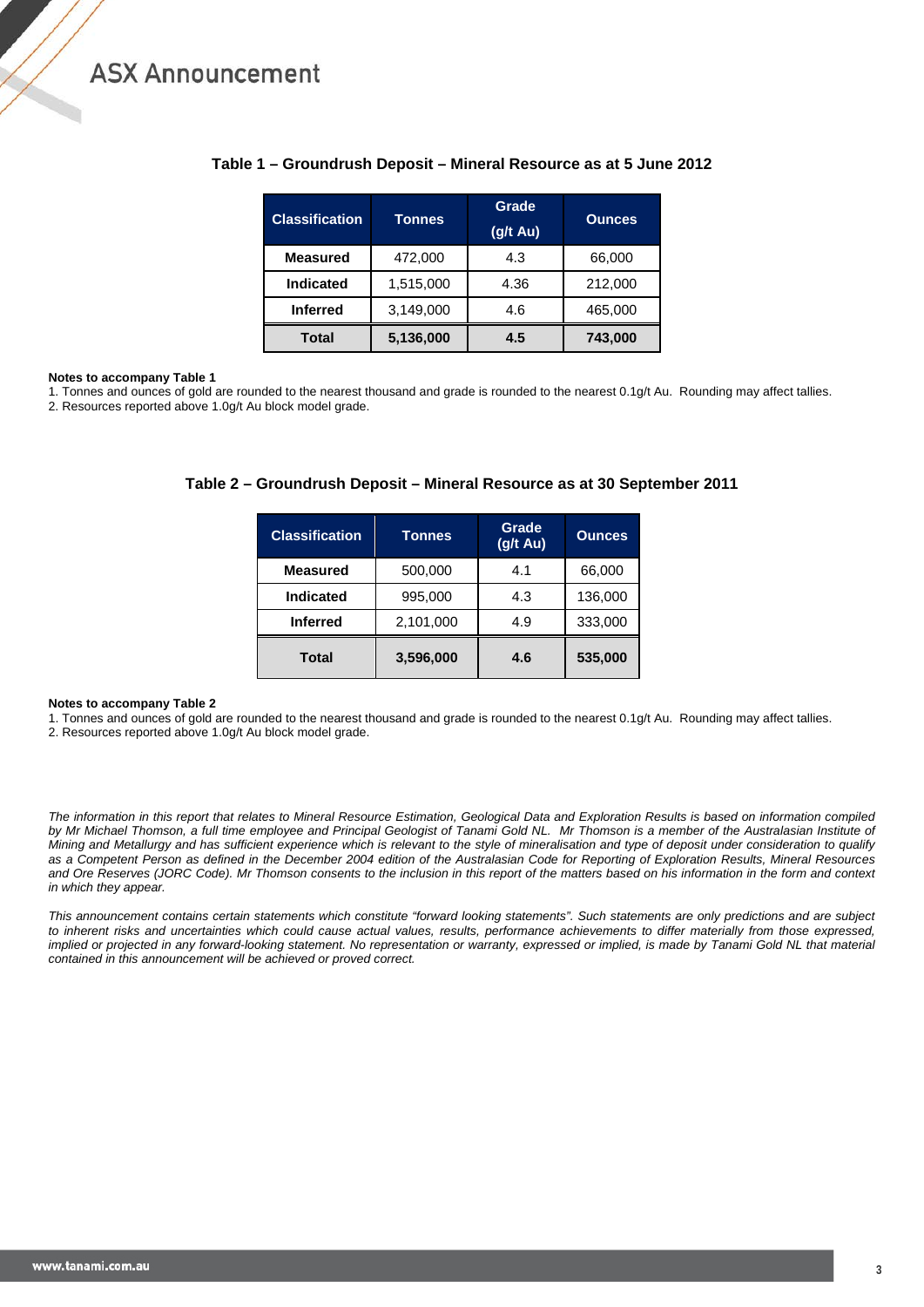### Table 1 – Groundrush Deposit – Mineral Resource as at 5 June 2012

| Classification | Tonnes | Grade (g/t Au) | Ounces |
|---|---|---|---|
| **Measured** | 472,000 | 4.3 | 66,000 |
| **Indicated** | 1,515,000 | 4.36 | 212,000 |
| **Inferred** | 3,149,000 | 4.6 | 465,000 |
| **Total** | **5,136,000** | **4.5** | **743,000** |

**Notes to accompany Table 1**

1. Tonnes and ounces of gold are rounded to the nearest thousand and grade is rounded to the nearest 0.1g/t Au. Rounding may affect tallies.
2. Resources reported above 1.0g/t Au block model grade.

### Table 2 – Groundrush Deposit – Mineral Resource as at 30 September 2011

| Classification | Tonnes | Grade (g/t Au) | Ounces |
|---|---|---|---|
| **Measured** | 500,000 | 4.1 | 66,000 |
| **Indicated** | 995,000 | 4.3 | 136,000 |
| **Inferred** | 2,101,000 | 4.9 | 333,000 |
| **Total** | **3,596,000** | **4.6** | **535,000** |

**Notes to accompany Table 2**

1. Tonnes and ounces of gold are rounded to the nearest thousand and grade is rounded to the nearest 0.1g/t Au. Rounding may affect tallies.
2. Resources reported above 1.0g/t Au block model grade.

*The information in this report that relates to Mineral Resource Estimation, Geological Data and Exploration Results is based on information compiled by Mr Michael Thomson, a full time employee and Principal Geologist of Tanami Gold NL. Mr Thomson is a member of the Australasian Institute of Mining and Metallurgy and has sufficient experience which is relevant to the style of mineralisation and type of deposit under consideration to qualify as a Competent Person as defined in the December 2004 edition of the Australasian Code for Reporting of Exploration Results, Mineral Resources and Ore Reserves (JORC Code). Mr Thomson consents to the inclusion in this report of the matters based on his information in the form and context in which they appear.*

*This announcement contains certain statements which constitute "forward looking statements". Such statements are only predictions and are subject to inherent risks and uncertainties which could cause actual values, results, performance achievements to differ materially from those expressed, implied or projected in any forward-looking statement. No representation or warranty, expressed or implied, is made by Tanami Gold NL that material contained in this announcement will be achieved or proved correct.*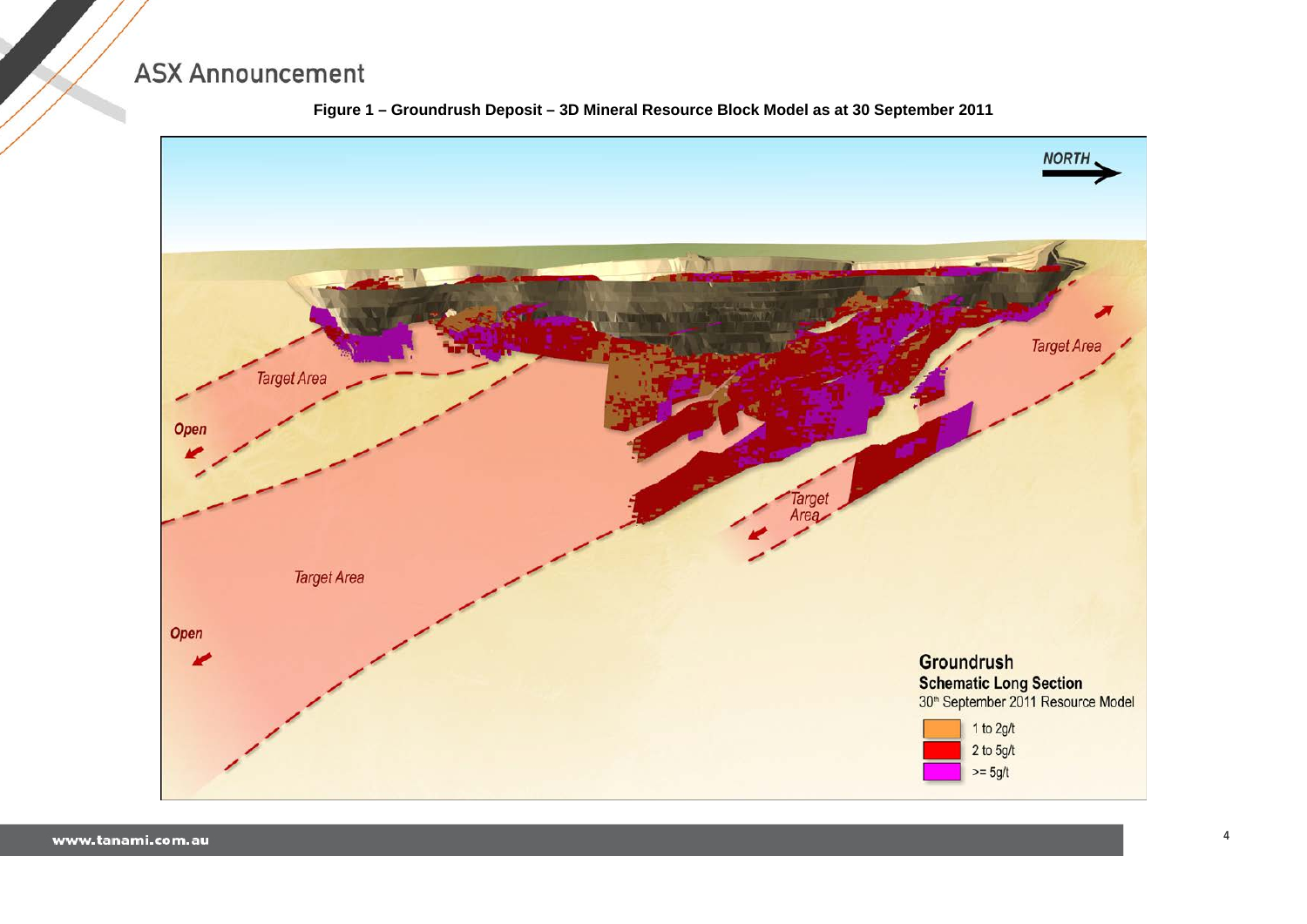**Figure 1 – Groundrush Deposit – 3D Mineral Resource Block Model as at 30 September 2011**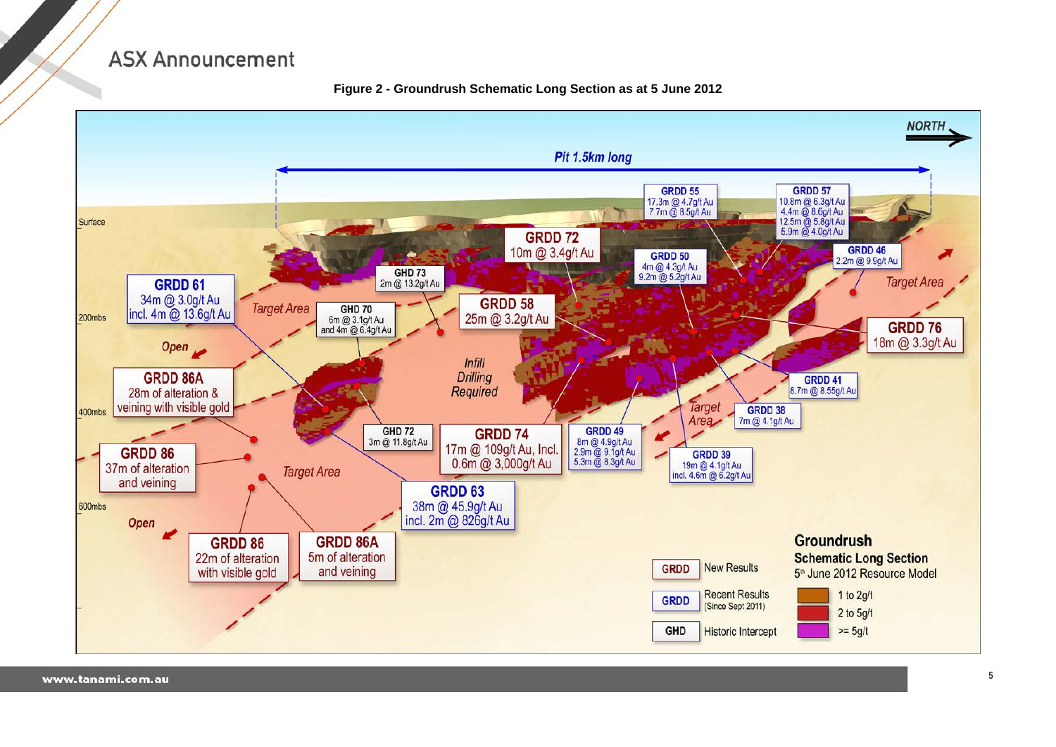**Figure 2 - Groundrush Schematic Long Section as at 5 June 2012**

NORTH

Pit 1.5km long

Surface

200mbs

400mbs

600mbs

GRDD 55
17.3m @ 4.7g/t Au
7.7m @ 8.5g/t Au

GRDD 57
10.8m @ 6.3g/t Au
4.4m @ 8.6g/t Au
12.5m @ 5.8g/t Au
5.9m @ 4.0g/t Au

GRDD 72
10m @ 3.4g/t Au

GRDD 50
4m @ 4.3g/t Au
9.2m @ 5.2g/t Au

GRDD 46
2.2m @ 9.9g/t Au

GHD 73
2m @ 13.2g/t Au

GRDD 61
34m @ 3.0g/t Au
incl. 4m @ 13.6g/t Au

Target Area

GHD 70
6m @ 3.1g/t Au
and 4m @ 6.4g/t Au

GRDD 58
25m @ 3.2g/t Au

Target Area

GRDD 76
18m @ 3.3g/t Au

Open

Infill Drilling Required

GRDD 86A
28m of alteration & veining with visible gold

GRDD 41
8.7m @ 8.55g/t Au

Target Area

GRDD 38
7m @ 4.1g/t Au

GHD 72
3m @ 11.8g/t Au

GRDD 74
17m @ 109g/t Au, Incl. 0.6m @ 3,000g/t Au

GRDD 49
8m @ 4.9g/t Au
2.9m @ 9.1g/t Au
5.3m @ 8.3g/t Au

GRDD 39
19m @ 4.1g/t Au
incl. 4.6m @ 6.2g/t Au

GRDD 86
37m of alteration and veining

Target Area

GRDD 63
38m @ 45.9g/t Au
incl. 2m @ 826g/t Au

Open

GRDD 86
22m of alteration with visible gold

GRDD 86A
5m of alteration and veining

**Groundrush**
**Schematic Long Section**
5th June 2012 Resource Model

| Legend | |
|---|---|
| GRDD | New Results |
| GRDD | Recent Results (Since Sept 2011) |
| GHD | Historic Intercept |

| Grade | |
|---|---|
| (orange) | 1 to 2g/t |
| (red) | 2 to 5g/t |
| (purple) | >= 5g/t |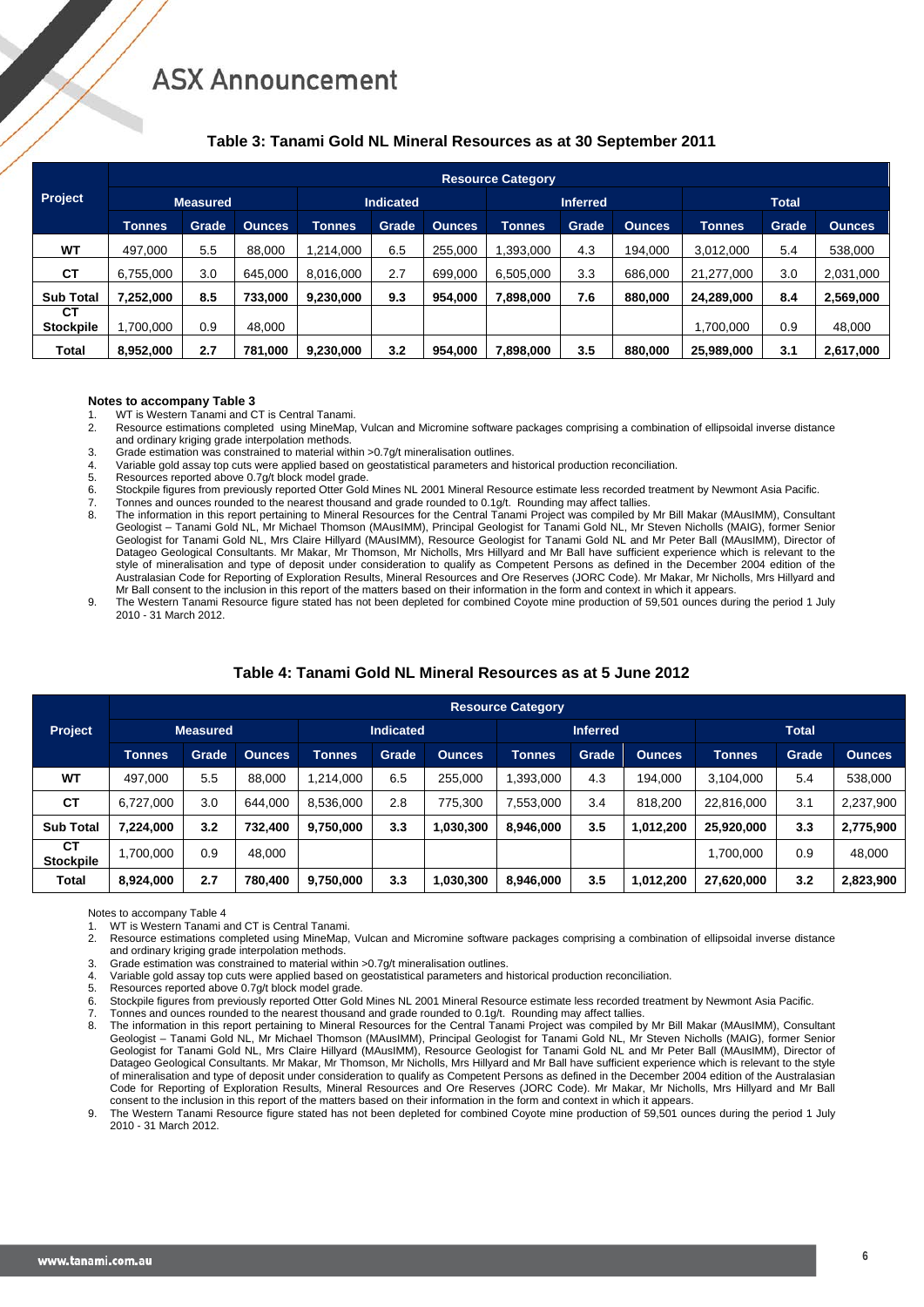# ASX Announcement

### Table 3: Tanami Gold NL Mineral Resources as at 30 September 2011

| Project | Resource Category | | | | | | | | | | | |
|---|---|---|---|---|---|---|---|---|---|---|---|---|
| | Measured | | | Indicated | | | Inferred | | | Total | | |
| | Tonnes | Grade | Ounces | Tonnes | Grade | Ounces | Tonnes | Grade | Ounces | Tonnes | Grade | Ounces |
| **WT** | 497,000 | 5.5 | 88,000 | 1,214,000 | 6.5 | 255,000 | 1,393,000 | 4.3 | 194,000 | 3,012,000 | 5.4 | 538,000 |
| **CT** | 6,755,000 | 3.0 | 645,000 | 8,016,000 | 2.7 | 699,000 | 6,505,000 | 3.3 | 686,000 | 21,277,000 | 3.0 | 2,031,000 |
| **Sub Total** | **7,252,000** | **8.5** | **733,000** | **9,230,000** | **9.3** | **954,000** | **7,898,000** | **7.6** | **880,000** | **24,289,000** | **8.4** | **2,569,000** |
| **CT Stockpile** | 1,700,000 | 0.9 | 48,000 | | | | | | | 1,700,000 | 0.9 | 48,000 |
| **Total** | **8,952,000** | **2.7** | **781,000** | **9,230,000** | **3.2** | **954,000** | **7,898,000** | **3.5** | **880,000** | **25,989,000** | **3.1** | **2,617,000** |

**Notes to accompany Table 3**

1. WT is Western Tanami and CT is Central Tanami.
2. Resource estimations completed using MineMap, Vulcan and Micromine software packages comprising a combination of ellipsoidal inverse distance and ordinary kriging grade interpolation methods.
3. Grade estimation was constrained to material within >0.7g/t mineralisation outlines.
4. Variable gold assay top cuts were applied based on geostatistical parameters and historical production reconciliation.
5. Resources reported above 0.7g/t block model grade.
6. Stockpile figures from previously reported Otter Gold Mines NL 2001 Mineral Resource estimate less recorded treatment by Newmont Asia Pacific.
7. Tonnes and ounces rounded to the nearest thousand and grade rounded to 0.1g/t. Rounding may affect tallies.
8. The information in this report pertaining to Mineral Resources for the Central Tanami Project was compiled by Mr Bill Makar (MAusIMM), Consultant Geologist – Tanami Gold NL, Mr Michael Thomson (MAusIMM), Principal Geologist for Tanami Gold NL, Mr Steven Nicholls (MAIG), former Senior Geologist for Tanami Gold NL, Mrs Claire Hillyard (MAusIMM), Resource Geologist for Tanami Gold NL and Mr Peter Ball (MAusIMM), Director of Datageo Geological Consultants. Mr Makar, Mr Thomson, Mr Nicholls, Mrs Hillyard and Mr Ball have sufficient experience which is relevant to the style of mineralisation and type of deposit under consideration to qualify as Competent Persons as defined in the December 2004 edition of the Australasian Code for Reporting of Exploration Results, Mineral Resources and Ore Reserves (JORC Code). Mr Makar, Mr Nicholls, Mrs Hillyard and Mr Ball consent to the inclusion in this report of the matters based on their information in the form and context in which it appears.
9. The Western Tanami Resource figure stated has not been depleted for combined Coyote mine production of 59,501 ounces during the period 1 July 2010 - 31 March 2012.

### Table 4: Tanami Gold NL Mineral Resources as at 5 June 2012

| Project | Resource Category | | | | | | | | | | | |
|---|---|---|---|---|---|---|---|---|---|---|---|---|
| | Measured | | | Indicated | | | Inferred | | | Total | | |
| | Tonnes | Grade | Ounces | Tonnes | Grade | Ounces | Tonnes | Grade | Ounces | Tonnes | Grade | Ounces |
| **WT** | 497,000 | 5.5 | 88,000 | 1,214,000 | 6.5 | 255,000 | 1,393,000 | 4.3 | 194,000 | 3,104,000 | 5.4 | 538,000 |
| **CT** | 6,727,000 | 3.0 | 644,000 | 8,536,000 | 2.8 | 775,300 | 7,553,000 | 3.4 | 818,200 | 22,816,000 | 3.1 | 2,237,900 |
| **Sub Total** | **7,224,000** | **3.2** | **732,400** | **9,750,000** | **3.3** | **1,030,300** | **8,946,000** | **3.5** | **1,012,200** | **25,920,000** | **3.3** | **2,775,900** |
| **CT Stockpile** | 1,700,000 | 0.9 | 48,000 | | | | | | | 1,700,000 | 0.9 | 48,000 |
| **Total** | **8,924,000** | **2.7** | **780,400** | **9,750,000** | **3.3** | **1,030,300** | **8,946,000** | **3.5** | **1,012,200** | **27,620,000** | **3.2** | **2,823,900** |

Notes to accompany Table 4

1. WT is Western Tanami and CT is Central Tanami.
2. Resource estimations completed using MineMap, Vulcan and Micromine software packages comprising a combination of ellipsoidal inverse distance and ordinary kriging grade interpolation methods.
3. Grade estimation was constrained to material within >0.7g/t mineralisation outlines.
4. Variable gold assay top cuts were applied based on geostatistical parameters and historical production reconciliation.
5. Resources reported above 0.7g/t block model grade.
6. Stockpile figures from previously reported Otter Gold Mines NL 2001 Mineral Resource estimate less recorded treatment by Newmont Asia Pacific.
7. Tonnes and ounces rounded to the nearest thousand and grade rounded to 0.1g/t. Rounding may affect tallies.
8. The information in this report pertaining to Mineral Resources for the Central Tanami Project was compiled by Mr Bill Makar (MAusIMM), Consultant Geologist – Tanami Gold NL, Mr Michael Thomson (MAusIMM), Principal Geologist for Tanami Gold NL, Mr Steven Nicholls (MAIG), former Senior Geologist for Tanami Gold NL, Mrs Claire Hillyard (MAusIMM), Resource Geologist for Tanami Gold NL and Mr Peter Ball (MAusIMM), Director of Datageo Geological Consultants. Mr Makar, Mr Thomson, Mr Nicholls, Mrs Hillyard and Mr Ball have sufficient experience which is relevant to the style of mineralisation and type of deposit under consideration to qualify as Competent Persons as defined in the December 2004 edition of the Australasian Code for Reporting of Exploration Results, Mineral Resources and Ore Reserves (JORC Code). Mr Makar, Mr Nicholls, Mrs Hillyard and Mr Ball consent to the inclusion in this report of the matters based on their information in the form and context in which it appears.
9. The Western Tanami Resource figure stated has not been depleted for combined Coyote mine production of 59,501 ounces during the period 1 July 2010 - 31 March 2012.

www.tanami.com.au